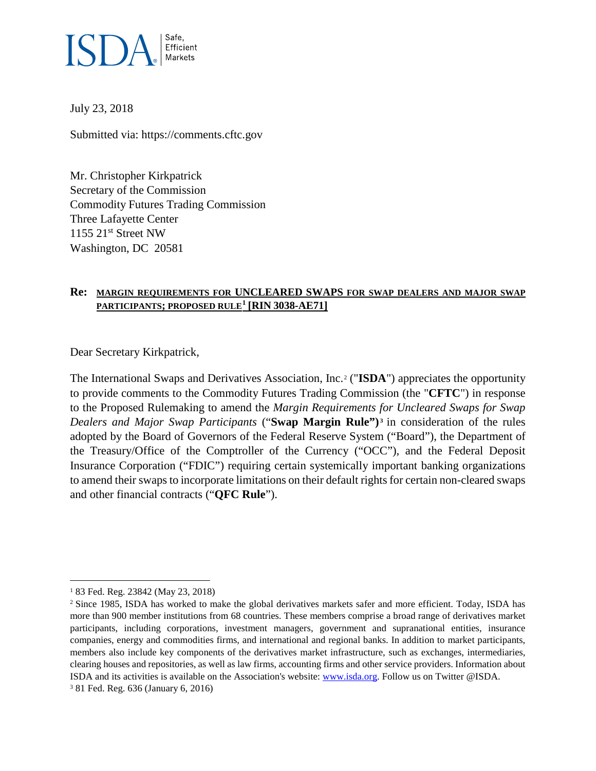ISDA | Safe, Efficient Markets

July 23, 2018

Submitted via: https://comments.cftc.gov

Mr. Christopher Kirkpatrick
Secretary of the Commission
Commodity Futures Trading Commission
Three Lafayette Center
1155 21st Street NW
Washington, DC 20581

**Re: MARGIN REQUIREMENTS FOR UNCLEARED SWAPS FOR SWAP DEALERS AND MAJOR SWAP PARTICIPANTS; PROPOSED RULE[1] [RIN 3038-AE71]**

Dear Secretary Kirkpatrick,

The International Swaps and Derivatives Association, Inc.[2] ("**ISDA**") appreciates the opportunity to provide comments to the Commodity Futures Trading Commission (the "**CFTC**") in response to the Proposed Rulemaking to amend the *Margin Requirements for Uncleared Swaps for Swap Dealers and Major Swap Participants* ("**Swap Margin Rule**")[3] in consideration of the rules adopted by the Board of Governors of the Federal Reserve System ("Board"), the Department of the Treasury/Office of the Comptroller of the Currency ("OCC"), and the Federal Deposit Insurance Corporation ("FDIC") requiring certain systemically important banking organizations to amend their swaps to incorporate limitations on their default rights for certain non-cleared swaps and other financial contracts ("**QFC Rule**").

---

[1] 83 Fed. Reg. 23842 (May 23, 2018)

[2] Since 1985, ISDA has worked to make the global derivatives markets safer and more efficient. Today, ISDA has more than 900 member institutions from 68 countries. These members comprise a broad range of derivatives market participants, including corporations, investment managers, government and supranational entities, insurance companies, energy and commodities firms, and international and regional banks. In addition to market participants, members also include key components of the derivatives market infrastructure, such as exchanges, intermediaries, clearing houses and repositories, as well as law firms, accounting firms and other service providers. Information about ISDA and its activities is available on the Association's website: www.isda.org. Follow us on Twitter @ISDA.

[3] 81 Fed. Reg. 636 (January 6, 2016)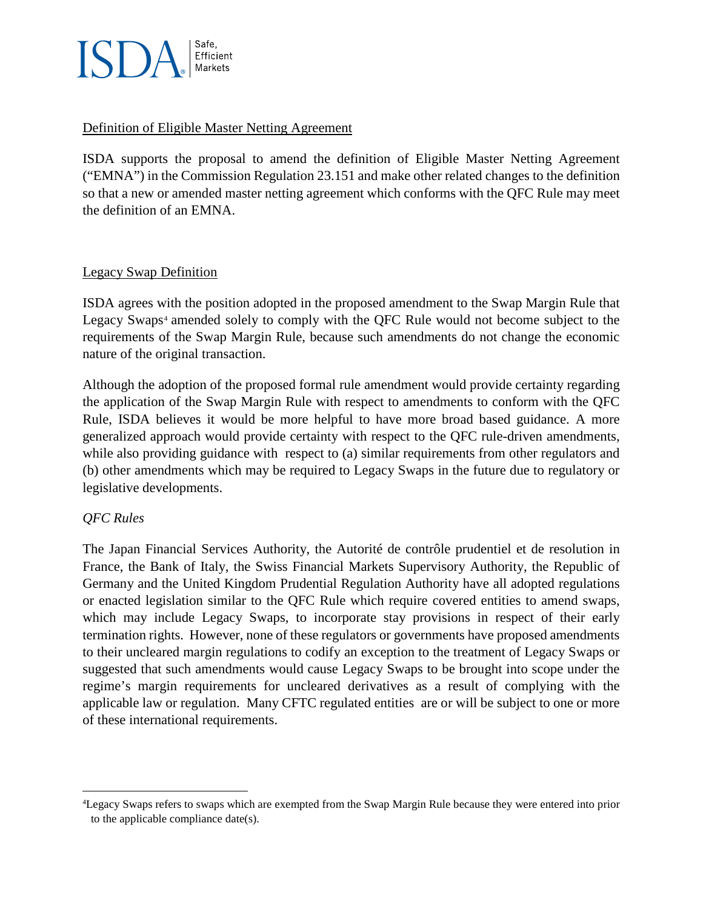Definition of Eligible Master Netting Agreement

ISDA supports the proposal to amend the definition of Eligible Master Netting Agreement ("EMNA") in the Commission Regulation 23.151 and make other related changes to the definition so that a new or amended master netting agreement which conforms with the QFC Rule may meet the definition of an EMNA.

Legacy Swap Definition

ISDA agrees with the position adopted in the proposed amendment to the Swap Margin Rule that Legacy Swaps[4] amended solely to comply with the QFC Rule would not become subject to the requirements of the Swap Margin Rule, because such amendments do not change the economic nature of the original transaction.

Although the adoption of the proposed formal rule amendment would provide certainty regarding the application of the Swap Margin Rule with respect to amendments to conform with the QFC Rule, ISDA believes it would be more helpful to have more broad based guidance. A more generalized approach would provide certainty with respect to the QFC rule-driven amendments, while also providing guidance with respect to (a) similar requirements from other regulators and (b) other amendments which may be required to Legacy Swaps in the future due to regulatory or legislative developments.

*QFC Rules*

The Japan Financial Services Authority, the Autorité de contrôle prudentiel et de resolution in France, the Bank of Italy, the Swiss Financial Markets Supervisory Authority, the Republic of Germany and the United Kingdom Prudential Regulation Authority have all adopted regulations or enacted legislation similar to the QFC Rule which require covered entities to amend swaps, which may include Legacy Swaps, to incorporate stay provisions in respect of their early termination rights. However, none of these regulators or governments have proposed amendments to their uncleared margin regulations to codify an exception to the treatment of Legacy Swaps or suggested that such amendments would cause Legacy Swaps to be brought into scope under the regime's margin requirements for uncleared derivatives as a result of complying with the applicable law or regulation. Many CFTC regulated entities are or will be subject to one or more of these international requirements.

[4] Legacy Swaps refers to swaps which are exempted from the Swap Margin Rule because they were entered into prior to the applicable compliance date(s).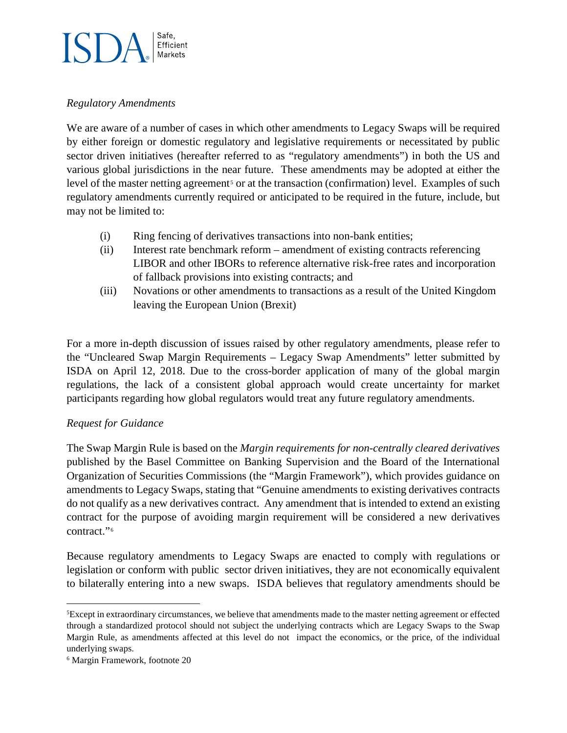*Regulatory Amendments*

We are aware of a number of cases in which other amendments to Legacy Swaps will be required by either foreign or domestic regulatory and legislative requirements or necessitated by public sector driven initiatives (hereafter referred to as "regulatory amendments") in both the US and various global jurisdictions in the near future. These amendments may be adopted at either the level of the master netting agreement[5] or at the transaction (confirmation) level. Examples of such regulatory amendments currently required or anticipated to be required in the future, include, but may not be limited to:

(i) Ring fencing of derivatives transactions into non-bank entities;

(ii) Interest rate benchmark reform – amendment of existing contracts referencing LIBOR and other IBORs to reference alternative risk-free rates and incorporation of fallback provisions into existing contracts; and

(iii) Novations or other amendments to transactions as a result of the United Kingdom leaving the European Union (Brexit)

For a more in-depth discussion of issues raised by other regulatory amendments, please refer to the "Uncleared Swap Margin Requirements – Legacy Swap Amendments" letter submitted by ISDA on April 12, 2018. Due to the cross-border application of many of the global margin regulations, the lack of a consistent global approach would create uncertainty for market participants regarding how global regulators would treat any future regulatory amendments.

*Request for Guidance*

The Swap Margin Rule is based on the *Margin requirements for non-centrally cleared derivatives* published by the Basel Committee on Banking Supervision and the Board of the International Organization of Securities Commissions (the "Margin Framework"), which provides guidance on amendments to Legacy Swaps, stating that "Genuine amendments to existing derivatives contracts do not qualify as a new derivatives contract. Any amendment that is intended to extend an existing contract for the purpose of avoiding margin requirement will be considered a new derivatives contract."[6]

Because regulatory amendments to Legacy Swaps are enacted to comply with regulations or legislation or conform with public sector driven initiatives, they are not economically equivalent to bilaterally entering into a new swaps. ISDA believes that regulatory amendments should be

---

[5]Except in extraordinary circumstances, we believe that amendments made to the master netting agreement or effected through a standardized protocol should not subject the underlying contracts which are Legacy Swaps to the Swap Margin Rule, as amendments affected at this level do not impact the economics, or the price, of the individual underlying swaps.

[6] Margin Framework, footnote 20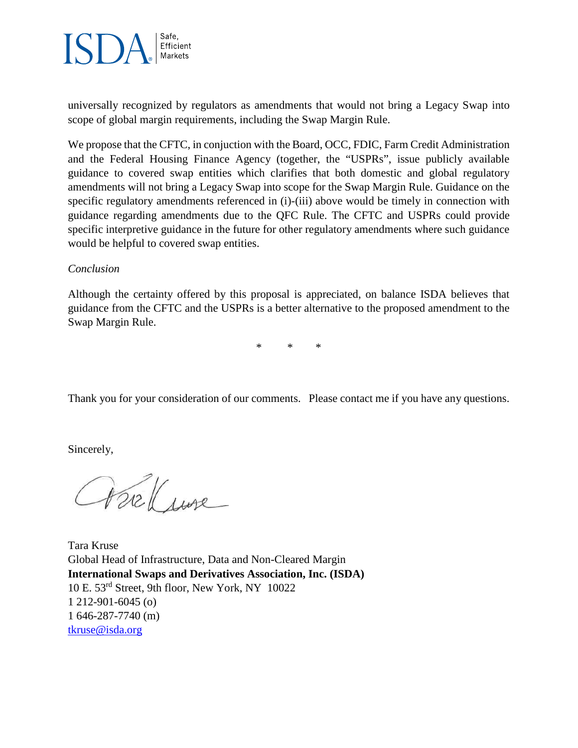universally recognized by regulators as amendments that would not bring a Legacy Swap into scope of global margin requirements, including the Swap Margin Rule.

We propose that the CFTC, in conjuction with the Board, OCC, FDIC, Farm Credit Administration and the Federal Housing Finance Agency (together, the "USPRs", issue publicly available guidance to covered swap entities which clarifies that both domestic and global regulatory amendments will not bring a Legacy Swap into scope for the Swap Margin Rule. Guidance on the specific regulatory amendments referenced in (i)-(iii) above would be timely in connection with guidance regarding amendments due to the QFC Rule. The CFTC and USPRs could provide specific interpretive guidance in the future for other regulatory amendments where such guidance would be helpful to covered swap entities.

*Conclusion*

Although the certainty offered by this proposal is appreciated, on balance ISDA believes that guidance from the CFTC and the USPRs is a better alternative to the proposed amendment to the Swap Margin Rule.

\*   \*   \*

Thank you for your consideration of our comments. Please contact me if you have any questions.

Sincerely,

Tara Kruse
Global Head of Infrastructure, Data and Non-Cleared Margin
**International Swaps and Derivatives Association, Inc. (ISDA)**
10 E. 53rd Street, 9th floor, New York, NY 10022
1 212-901-6045 (o)
1 646-287-7740 (m)
tkruse@isda.org